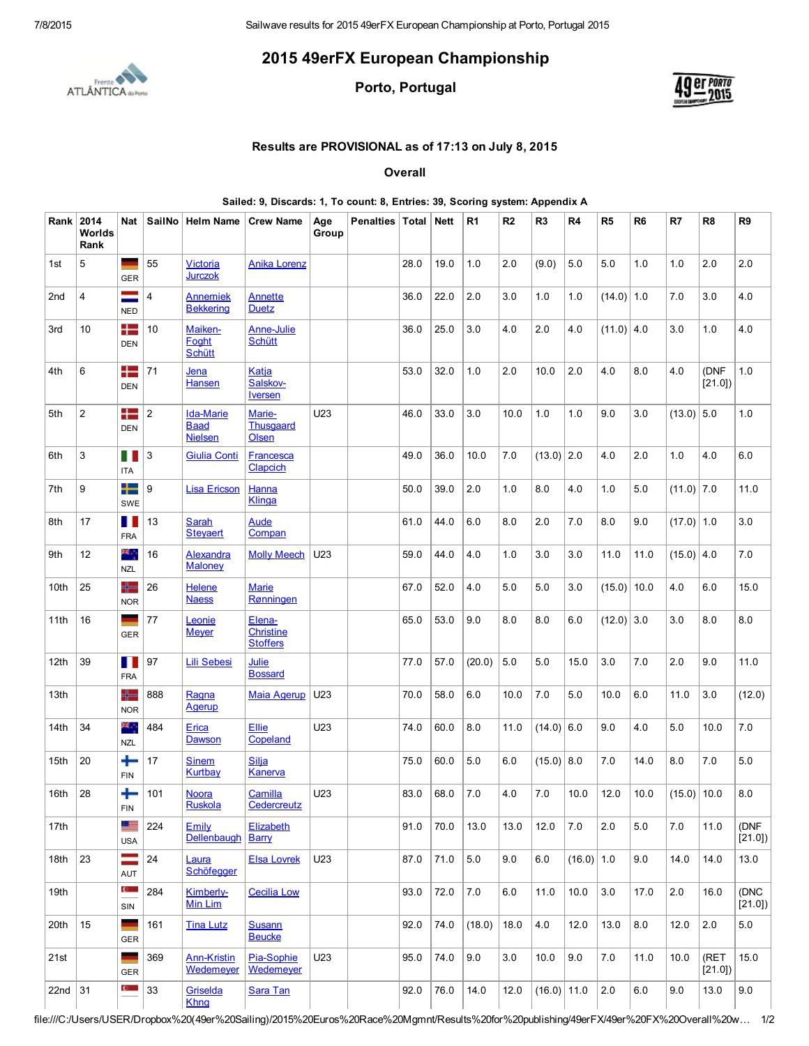# 2015 49erFX European Championship

## Porto, Portugal

**Results are PROVISIONAL as of 17:13 on July 8, 2015**

**Overall**

**Sailed: 9, Discards: 1, To count: 8, Entries: 39, Scoring system: Appendix A**

| Rank | 2014 Worlds Rank | Nat | SailNo | Helm Name | Crew Name | Age Group | Penalties | Total | Nett | R1 | R2 | R3 | R4 | R5 | R6 | R7 | R8 | R9 |
|---|---|---|---|---|---|---|---|---|---|---|---|---|---|---|---|---|---|---|
| 1st | 5 | GER | 55 | Victoria Jurczok | Anika Lorenz | | | 28.0 | 19.0 | 1.0 | 2.0 | (9.0) | 5.0 | 5.0 | 1.0 | 1.0 | 2.0 | 2.0 |
| 2nd | 4 | NED | 4 | Annemiek Bekkering | Annette Duetz | | | 36.0 | 22.0 | 2.0 | 3.0 | 1.0 | 1.0 | (14.0) | 1.0 | 7.0 | 3.0 | 4.0 |
| 3rd | 10 | DEN | 10 | Maiken-Foght Schütt | Anne-Julie Schütt | | | 36.0 | 25.0 | 3.0 | 4.0 | 2.0 | 4.0 | (11.0) | 4.0 | 3.0 | 1.0 | 4.0 |
| 4th | 6 | DEN | 71 | Jena Hansen | Katja Salskov-Iversen | | | 53.0 | 32.0 | 1.0 | 2.0 | 10.0 | 2.0 | 4.0 | 8.0 | 4.0 | (DNF [21.0]) | 1.0 |
| 5th | 2 | DEN | 2 | Ida-Marie Baad Nielsen | Marie-Thusgaard Olsen | U23 | | 46.0 | 33.0 | 3.0 | 10.0 | 1.0 | 1.0 | 9.0 | 3.0 | (13.0) | 5.0 | 1.0 |
| 6th | 3 | ITA | 3 | Giulia Conti | Francesca Clapcich | | | 49.0 | 36.0 | 10.0 | 7.0 | (13.0) | 2.0 | 4.0 | 2.0 | 1.0 | 4.0 | 6.0 |
| 7th | 9 | SWE | 9 | Lisa Ericson | Hanna Klinga | | | 50.0 | 39.0 | 2.0 | 1.0 | 8.0 | 4.0 | 1.0 | 5.0 | (11.0) | 7.0 | 11.0 |
| 8th | 17 | FRA | 13 | Sarah Steyaert | Aude Compan | | | 61.0 | 44.0 | 6.0 | 8.0 | 2.0 | 7.0 | 8.0 | 9.0 | (17.0) | 1.0 | 3.0 |
| 9th | 12 | NZL | 16 | Alexandra Maloney | Molly Meech | U23 | | 59.0 | 44.0 | 4.0 | 1.0 | 3.0 | 3.0 | 11.0 | 11.0 | (15.0) | 4.0 | 7.0 |
| 10th | 25 | NOR | 26 | Helene Naess | Marie Rønningen | | | 67.0 | 52.0 | 4.0 | 5.0 | 5.0 | 3.0 | (15.0) | 10.0 | 4.0 | 6.0 | 15.0 |
| 11th | 16 | GER | 77 | Leonie Meyer | Elena-Christine Stoffers | | | 65.0 | 53.0 | 9.0 | 8.0 | 8.0 | 6.0 | (12.0) | 3.0 | 3.0 | 8.0 | 8.0 |
| 12th | 39 | FRA | 97 | Lili Sebesi | Julie Bossard | | | 77.0 | 57.0 | (20.0) | 5.0 | 5.0 | 15.0 | 3.0 | 7.0 | 2.0 | 9.0 | 11.0 |
| 13th | | NOR | 888 | Ragna Agerup | Maia Agerup | U23 | | 70.0 | 58.0 | 6.0 | 10.0 | 7.0 | 5.0 | 10.0 | 6.0 | 11.0 | 3.0 | (12.0) |
| 14th | 34 | NZL | 484 | Erica Dawson | Ellie Copeland | U23 | | 74.0 | 60.0 | 8.0 | 11.0 | (14.0) | 6.0 | 9.0 | 4.0 | 5.0 | 10.0 | 7.0 |
| 15th | 20 | FIN | 17 | Sinem Kurtbay | Silja Kanerva | | | 75.0 | 60.0 | 5.0 | 6.0 | (15.0) | 8.0 | 7.0 | 14.0 | 8.0 | 7.0 | 5.0 |
| 16th | 28 | FIN | 101 | Noora Ruskola | Camilla Cedercreutz | U23 | | 83.0 | 68.0 | 7.0 | 4.0 | 7.0 | 10.0 | 12.0 | 10.0 | (15.0) | 10.0 | 8.0 |
| 17th | | USA | 224 | Emily Dellenbaugh | Elizabeth Barry | | | 91.0 | 70.0 | 13.0 | 13.0 | 12.0 | 7.0 | 2.0 | 5.0 | 7.0 | 11.0 | (DNF [21.0]) |
| 18th | 23 | AUT | 24 | Laura Schöfegger | Elsa Lovrek | U23 | | 87.0 | 71.0 | 5.0 | 9.0 | 6.0 | (16.0) | 1.0 | 9.0 | 14.0 | 14.0 | 13.0 |
| 19th | | SIN | 284 | Kimberly-Min Lim | Cecilia Low | | | 93.0 | 72.0 | 7.0 | 6.0 | 11.0 | 10.0 | 3.0 | 17.0 | 2.0 | 16.0 | (DNC [21.0]) |
| 20th | 15 | GER | 161 | Tina Lutz | Susann Beucke | | | 92.0 | 74.0 | (18.0) | 18.0 | 4.0 | 12.0 | 13.0 | 8.0 | 12.0 | 2.0 | 5.0 |
| 21st | | GER | 369 | Ann-Kristin Wedemeyer | Pia-Sophie Wedemeyer | U23 | | 95.0 | 74.0 | 9.0 | 3.0 | 10.0 | 9.0 | 7.0 | 11.0 | 10.0 | (RET [21.0]) | 15.0 |
| 22nd | 31 | | 33 | Griselda Khng | Sara Tan | | | 92.0 | 76.0 | 14.0 | 12.0 | (16.0) | 11.0 | 2.0 | 6.0 | 9.0 | 13.0 | 9.0 |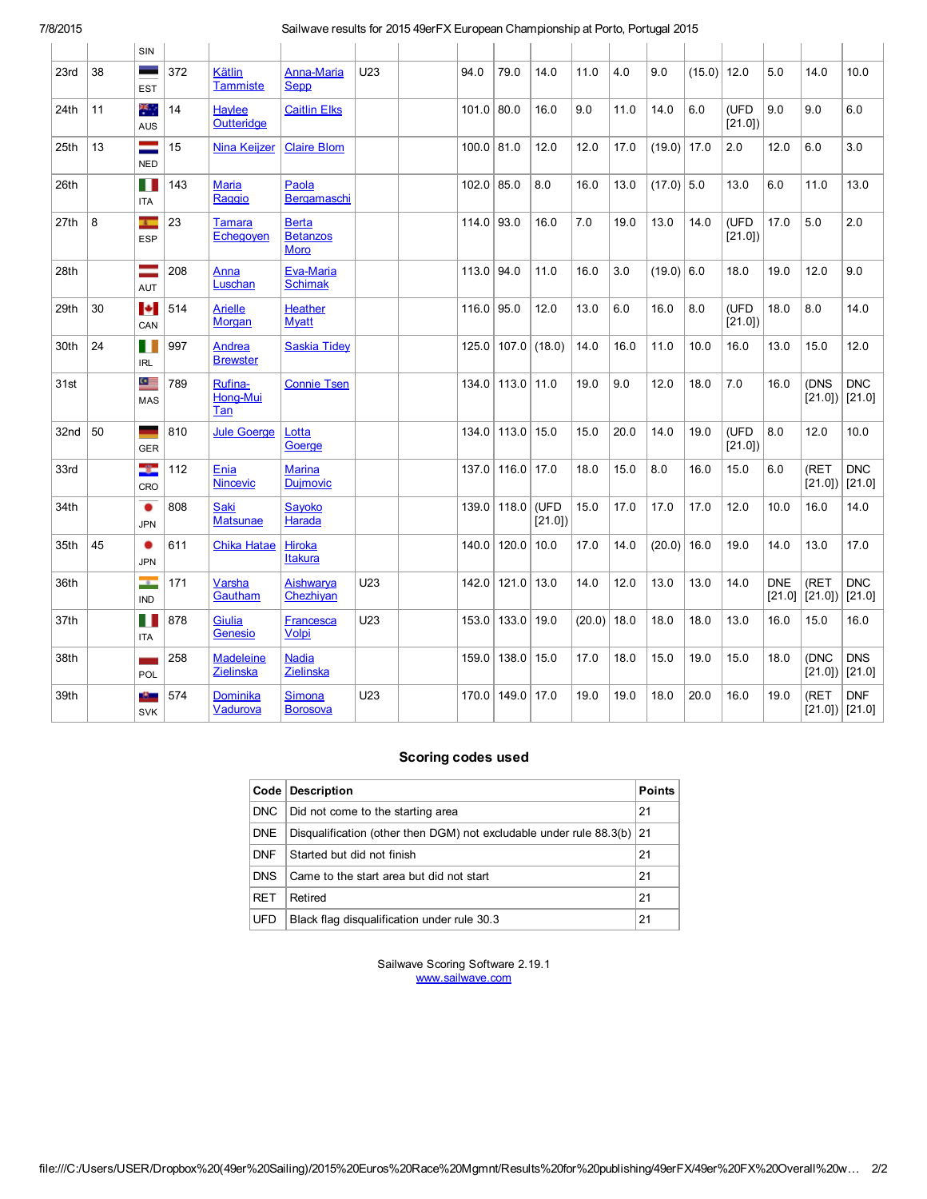| | | | | | | | | | | | | | | | | | | |
|---|---|---|---|---|---|---|---|---|---|---|---|---|---|---|---|---|---|---|
| | | SIN | | | | | | | | | | | | | | | | |
| 23rd | 38 | EST | 372 | Kätlin Tammiste | Anna-Maria Sepp | U23 | | 94.0 | 79.0 | 14.0 | 11.0 | 4.0 | 9.0 | (15.0) | 12.0 | 5.0 | 14.0 | 10.0 |
| 24th | 11 | AUS | 14 | Haylee Outteridge | Caitlin Elks | | | 101.0 | 80.0 | 16.0 | 9.0 | 11.0 | 14.0 | 6.0 | (UFD [21.0]) | 9.0 | 9.0 | 6.0 |
| 25th | 13 | NED | 15 | Nina Keijzer | Claire Blom | | | 100.0 | 81.0 | 12.0 | 12.0 | 17.0 | (19.0) | 17.0 | 2.0 | 12.0 | 6.0 | 3.0 |
| 26th | | ITA | 143 | Maria Raggio | Paola Bergamaschi | | | 102.0 | 85.0 | 8.0 | 16.0 | 13.0 | (17.0) | 5.0 | 13.0 | 6.0 | 11.0 | 13.0 |
| 27th | 8 | ESP | 23 | Tamara Echegoyen | Berta Betanzos Moro | | | 114.0 | 93.0 | 16.0 | 7.0 | 19.0 | 13.0 | 14.0 | (UFD [21.0]) | 17.0 | 5.0 | 2.0 |
| 28th | | AUT | 208 | Anna Luschan | Eva-Maria Schimak | | | 113.0 | 94.0 | 11.0 | 16.0 | 3.0 | (19.0) | 6.0 | 18.0 | 19.0 | 12.0 | 9.0 |
| 29th | 30 | CAN | 514 | Arielle Morgan | Heather Myatt | | | 116.0 | 95.0 | 12.0 | 13.0 | 6.0 | 16.0 | 8.0 | (UFD [21.0]) | 18.0 | 8.0 | 14.0 |
| 30th | 24 | IRL | 997 | Andrea Brewster | Saskia Tidey | | | 125.0 | 107.0 | (18.0) | 14.0 | 16.0 | 11.0 | 10.0 | 16.0 | 13.0 | 15.0 | 12.0 |
| 31st | | MAS | 789 | Rufina-Hong-Mui Tan | Connie Tsen | | | 134.0 | 113.0 | 11.0 | 19.0 | 9.0 | 12.0 | 18.0 | 7.0 | 16.0 | (DNS [21.0]) | DNC [21.0] |
| 32nd | 50 | GER | 810 | Jule Goerge | Lotta Goerge | | | 134.0 | 113.0 | 15.0 | 15.0 | 20.0 | 14.0 | 19.0 | (UFD [21.0]) | 8.0 | 12.0 | 10.0 |
| 33rd | | CRO | 112 | Enia Nincevic | Marina Dujmovic | | | 137.0 | 116.0 | 17.0 | 18.0 | 15.0 | 8.0 | 16.0 | 15.0 | 6.0 | (RET [21.0]) | DNC [21.0] |
| 34th | | JPN | 808 | Saki Matsunae | Sayoko Harada | | | 139.0 | 118.0 | (UFD [21.0]) | 15.0 | 17.0 | 17.0 | 17.0 | 12.0 | 10.0 | 16.0 | 14.0 |
| 35th | 45 | JPN | 611 | Chika Hatae | Hiroka Itakura | | | 140.0 | 120.0 | 10.0 | 17.0 | 14.0 | (20.0) | 16.0 | 19.0 | 14.0 | 13.0 | 17.0 |
| 36th | | IND | 171 | Varsha Gautham | Aishwarya Chezhiyan | U23 | | 142.0 | 121.0 | 13.0 | 14.0 | 12.0 | 13.0 | 13.0 | 14.0 | DNE [21.0] | (RET [21.0]) | DNC [21.0] |
| 37th | | ITA | 878 | Giulia Genesio | Francesca Volpi | U23 | | 153.0 | 133.0 | 19.0 | (20.0) | 18.0 | 18.0 | 18.0 | 13.0 | 16.0 | 15.0 | 16.0 |
| 38th | | POL | 258 | Madeleine Zielinska | Nadia Zielinska | | | 159.0 | 138.0 | 15.0 | 17.0 | 18.0 | 15.0 | 19.0 | 15.0 | 18.0 | (DNC [21.0]) | DNS [21.0] |
| 39th | | SVK | 574 | Dominika Vadurova | Simona Borosova | U23 | | 170.0 | 149.0 | 17.0 | 19.0 | 19.0 | 18.0 | 20.0 | 16.0 | 19.0 | (RET [21.0]) | DNF [21.0] |

### Scoring codes used

| Code | Description | Points |
|---|---|---|
| DNC | Did not come to the starting area | 21 |
| DNE | Disqualification (other then DGM) not excludable under rule 88.3(b) | 21 |
| DNF | Started but did not finish | 21 |
| DNS | Came to the start area but did not start | 21 |
| RET | Retired | 21 |
| UFD | Black flag disqualification under rule 30.3 | 21 |

Sailwave Scoring Software 2.19.1
www.sailwave.com